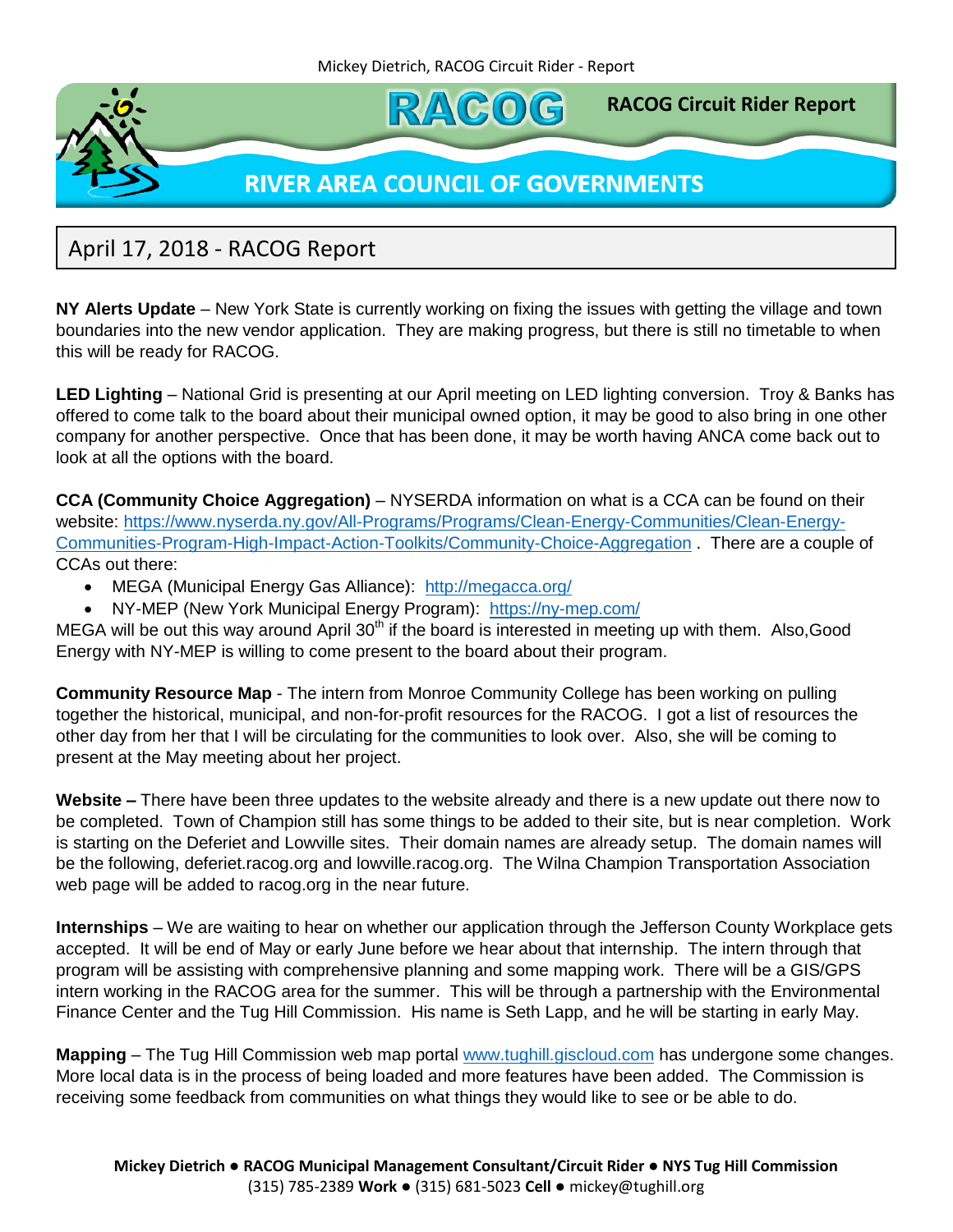# RACOG

**RACOG Circuit Rider Report**

**RIVER AREA COUNCIL OF GOVERNMENTS**

## April 17, 2018 - RACOG Report

**NY Alerts Update** – New York State is currently working on fixing the issues with getting the village and town boundaries into the new vendor application. They are making progress, but there is still no timetable to when this will be ready for RACOG.

**LED Lighting** – National Grid is presenting at our April meeting on LED lighting conversion. Troy & Banks has offered to come talk to the board about their municipal owned option, it may be good to also bring in one other company for another perspective. Once that has been done, it may be worth having ANCA come back out to look at all the options with the board.

**CCA (Community Choice Aggregation)** – NYSERDA information on what is a CCA can be found on their website: [https://www.nyserda.ny.gov/All-Programs/Programs/Clean-Energy-Communities/Clean-Energy-Communities-Program-High-Impact-Action-Toolkits/Community-Choice-Aggregation](https://www.nyserda.ny.gov/All-Programs/Programs/Clean-Energy-Communities/Clean-Energy-Communities-Program-High-Impact-Action-Toolkits/Community-Choice-Aggregation) . There are a couple of CCAs out there:

- MEGA (Municipal Energy Gas Alliance): [http://megacca.org/](http://megacca.org/)
- NY-MEP (New York Municipal Energy Program): [https://ny-mep.com/](https://ny-mep.com/)

MEGA will be out this way around April 30th if the board is interested in meeting up with them. Also,Good Energy with NY-MEP is willing to come present to the board about their program.

**Community Resource Map** - The intern from Monroe Community College has been working on pulling together the historical, municipal, and non-for-profit resources for the RACOG. I got a list of resources the other day from her that I will be circulating for the communities to look over. Also, she will be coming to present at the May meeting about her project.

**Website –** There have been three updates to the website already and there is a new update out there now to be completed. Town of Champion still has some things to be added to their site, but is near completion. Work is starting on the Deferiet and Lowville sites. Their domain names are already setup. The domain names will be the following, deferiet.racog.org and lowville.racog.org. The Wilna Champion Transportation Association web page will be added to racog.org in the near future.

**Internships** – We are waiting to hear on whether our application through the Jefferson County Workplace gets accepted. It will be end of May or early June before we hear about that internship. The intern through that program will be assisting with comprehensive planning and some mapping work. There will be a GIS/GPS intern working in the RACOG area for the summer. This will be through a partnership with the Environmental Finance Center and the Tug Hill Commission. His name is Seth Lapp, and he will be starting in early May.

**Mapping** – The Tug Hill Commission web map portal [www.tughill.giscloud.com](http://www.tughill.giscloud.com) has undergone some changes. More local data is in the process of being loaded and more features have been added. The Commission is receiving some feedback from communities on what things they would like to see or be able to do.

**Mickey Dietrich ● RACOG Municipal Management Consultant/Circuit Rider ● NYS Tug Hill Commission**
(315) 785-2389 **Work** ● (315) 681-5023 **Cell** ● mickey@tughill.org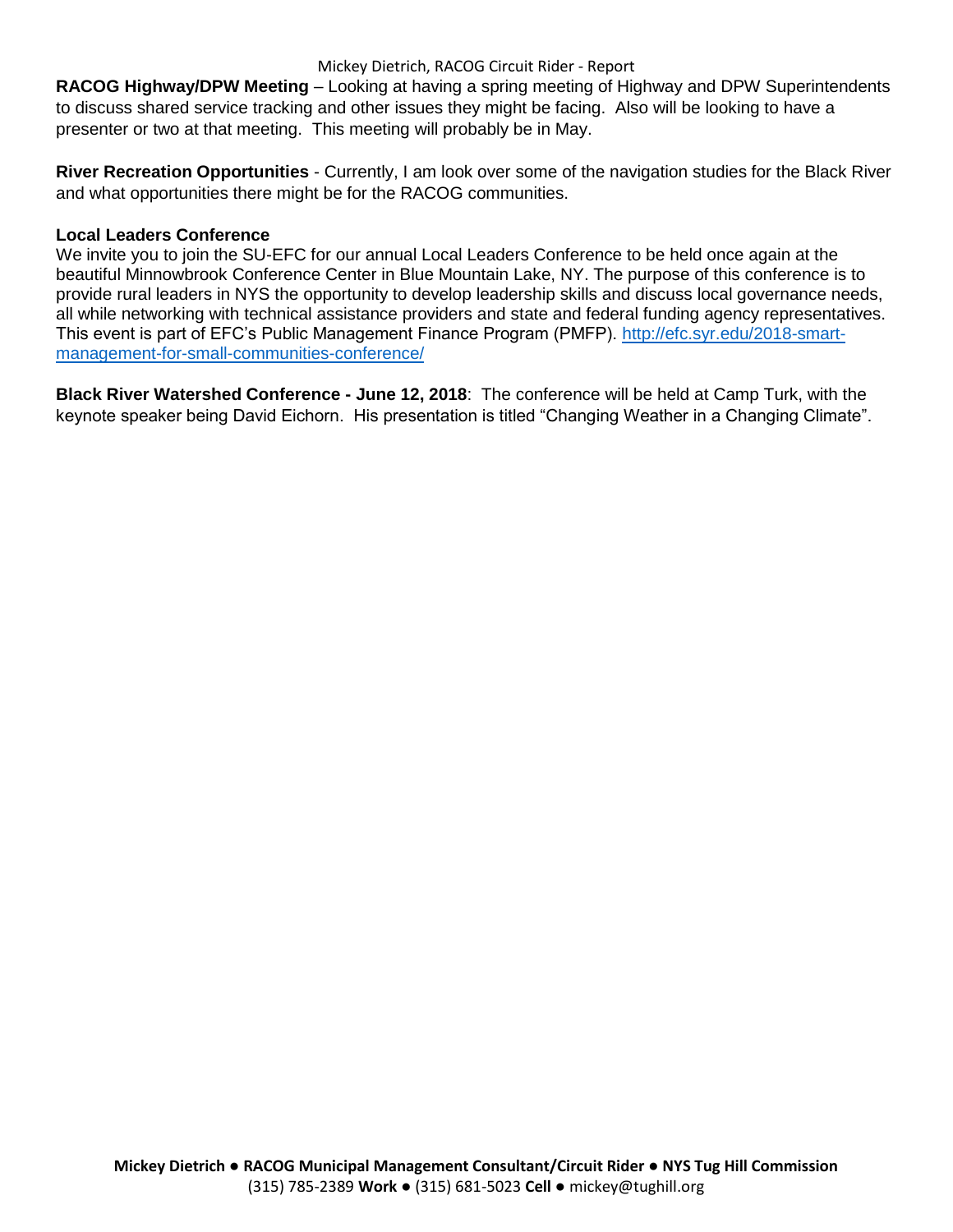**RACOG Highway/DPW Meeting** – Looking at having a spring meeting of Highway and DPW Superintendents to discuss shared service tracking and other issues they might be facing. Also will be looking to have a presenter or two at that meeting. This meeting will probably be in May.

**River Recreation Opportunities** - Currently, I am look over some of the navigation studies for the Black River and what opportunities there might be for the RACOG communities.

**Local Leaders Conference**

We invite you to join the SU-EFC for our annual Local Leaders Conference to be held once again at the beautiful Minnowbrook Conference Center in Blue Mountain Lake, NY. The purpose of this conference is to provide rural leaders in NYS the opportunity to develop leadership skills and discuss local governance needs, all while networking with technical assistance providers and state and federal funding agency representatives. This event is part of EFC's Public Management Finance Program (PMFP). [http://efc.syr.edu/2018-smart-management-for-small-communities-conference/](http://efc.syr.edu/2018-smart-management-for-small-communities-conference/)

**Black River Watershed Conference - June 12, 2018**: The conference will be held at Camp Turk, with the keynote speaker being David Eichorn. His presentation is titled "Changing Weather in a Changing Climate".